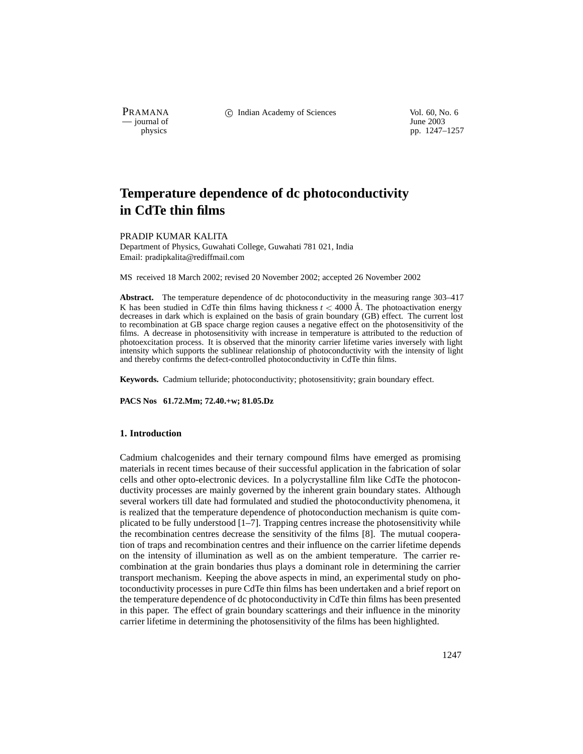# Temperature dependence of dc photoconductivity in CdTe thin films

PRADIP KUMAR KALITA
Department of Physics, Guwahati College, Guwahati 781 021, India
Email: pradipkalita@rediffmail.com

MS received 18 March 2002; revised 20 November 2002; accepted 26 November 2002

**Abstract.** The temperature dependence of dc photoconductivity in the measuring range 303–417 K has been studied in CdTe thin films having thickness $t < 4000$ Å. The photoactivation energy decreases in dark which is explained on the basis of grain boundary (GB) effect. The current lost to recombination at GB space charge region causes a negative effect on the photosensitivity of the films. A decrease in photosensitivity with increase in temperature is attributed to the reduction of photoexcitation process. It is observed that the minority carrier lifetime varies inversely with light intensity which supports the sublinear relationship of photoconductivity with the intensity of light and thereby confirms the defect-controlled photoconductivity in CdTe thin films.

**Keywords.** Cadmium telluride; photoconductivity; photosensitivity; grain boundary effect.

**PACS Nos** 61.72.Mm; 72.40.+w; 81.05.Dz

## 1. Introduction

Cadmium chalcogenides and their ternary compound films have emerged as promising materials in recent times because of their successful application in the fabrication of solar cells and other opto-electronic devices. In a polycrystalline film like CdTe the photoconductivity processes are mainly governed by the inherent grain boundary states. Although several workers till date had formulated and studied the photoconductivity phenomena, it is realized that the temperature dependence of photoconduction mechanism is quite complicated to be fully understood [1–7]. Trapping centres increase the photosensitivity while the recombination centres decrease the sensitivity of the films [8]. The mutual cooperation of traps and recombination centres and their influence on the carrier lifetime depends on the intensity of illumination as well as on the ambient temperature. The carrier recombination at the grain bondaries thus plays a dominant role in determining the carrier transport mechanism. Keeping the above aspects in mind, an experimental study on photoconductivity processes in pure CdTe thin films has been undertaken and a brief report on the temperature dependence of dc photoconductivity in CdTe thin films has been presented in this paper. The effect of grain boundary scatterings and their influence in the minority carrier lifetime in determining the photosensitivity of the films has been highlighted.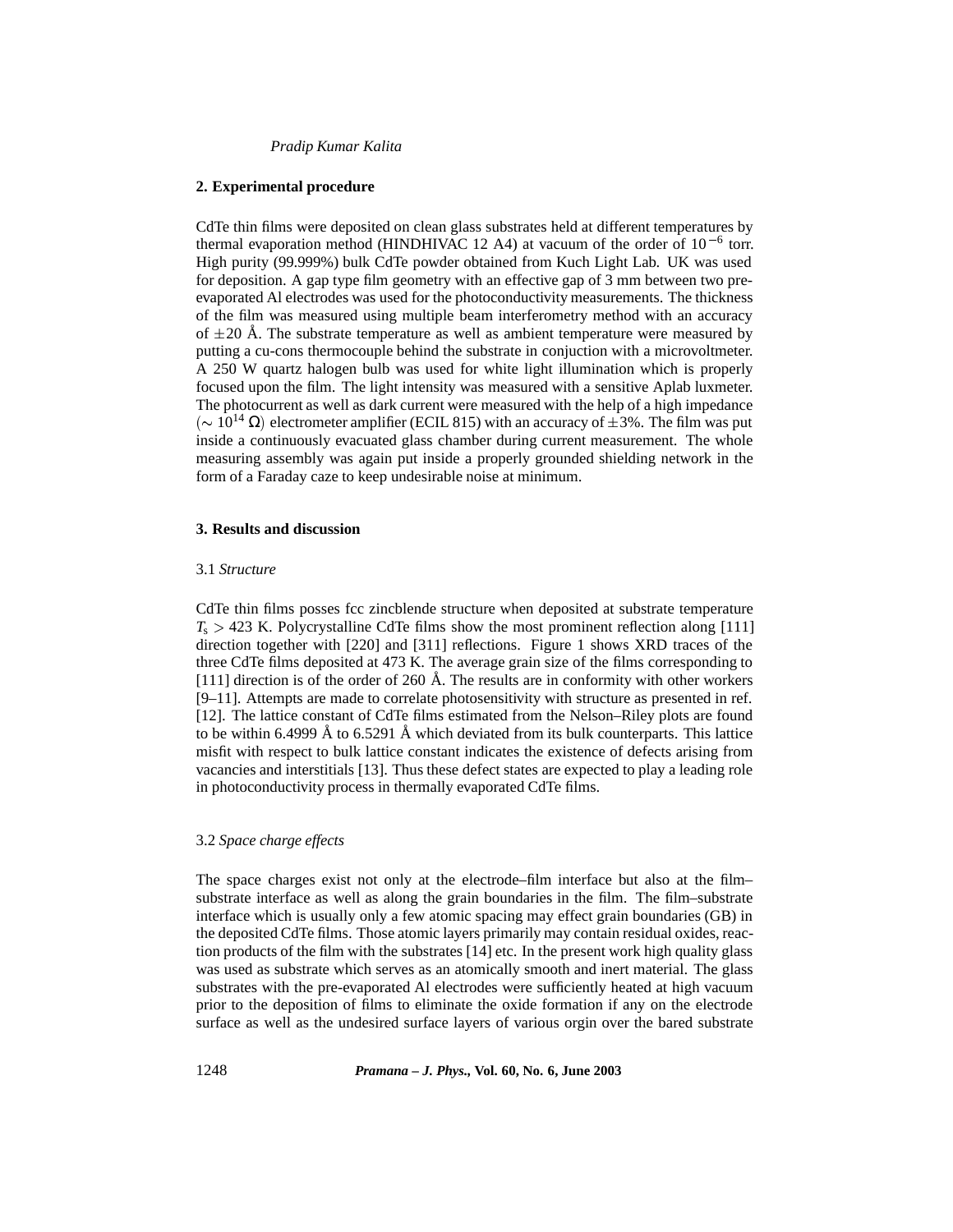## 2. Experimental procedure

CdTe thin films were deposited on clean glass substrates held at different temperatures by thermal evaporation method (HINDHIVAC 12 A4) at vacuum of the order of $10^{-6}$ torr. High purity (99.999%) bulk CdTe powder obtained from Kuch Light Lab. UK was used for deposition. A gap type film geometry with an effective gap of 3 mm between two pre-evaporated Al electrodes was used for the photoconductivity measurements. The thickness of the film was measured using multiple beam interferometry method with an accuracy of $\pm 20$ Å. The substrate temperature as well as ambient temperature were measured by putting a cu-cons thermocouple behind the substrate in conjuction with a microvoltmeter. A 250 W quartz halogen bulb was used for white light illumination which is properly focused upon the film. The light intensity was measured with a sensitive Aplab luxmeter. The photocurrent as well as dark current were measured with the help of a high impedance ($\sim 10^{14}$ Ω) electrometer amplifier (ECIL 815) with an accuracy of $\pm 3$%. The film was put inside a continuously evacuated glass chamber during current measurement. The whole measuring assembly was again put inside a properly grounded shielding network in the form of a Faraday caze to keep undesirable noise at minimum.

## 3. Results and discussion

### 3.1 *Structure*

CdTe thin films posses fcc zincblende structure when deposited at substrate temperature $T_s > 423$ K. Polycrystalline CdTe films show the most prominent reflection along [111] direction together with [220] and [311] reflections. Figure 1 shows XRD traces of the three CdTe films deposited at 473 K. The average grain size of the films corresponding to [111] direction is of the order of 260 Å. The results are in conformity with other workers [9–11]. Attempts are made to correlate photosensitivity with structure as presented in ref. [12]. The lattice constant of CdTe films estimated from the Nelson–Riley plots are found to be within 6.4999 Å to 6.5291 Å which deviated from its bulk counterparts. This lattice misfit with respect to bulk lattice constant indicates the existence of defects arising from vacancies and interstitials [13]. Thus these defect states are expected to play a leading role in photoconductivity process in thermally evaporated CdTe films.

### 3.2 *Space charge effects*

The space charges exist not only at the electrode–film interface but also at the film–substrate interface as well as along the grain boundaries in the film. The film–substrate interface which is usually only a few atomic spacing may effect grain boundaries (GB) in the deposited CdTe films. Those atomic layers primarily may contain residual oxides, reaction products of the film with the substrates [14] etc. In the present work high quality glass was used as substrate which serves as an atomically smooth and inert material. The glass substrates with the pre-evaporated Al electrodes were sufficiently heated at high vacuum prior to the deposition of films to eliminate the oxide formation if any on the electrode surface as well as the undesired surface layers of various orgin over the bared substrate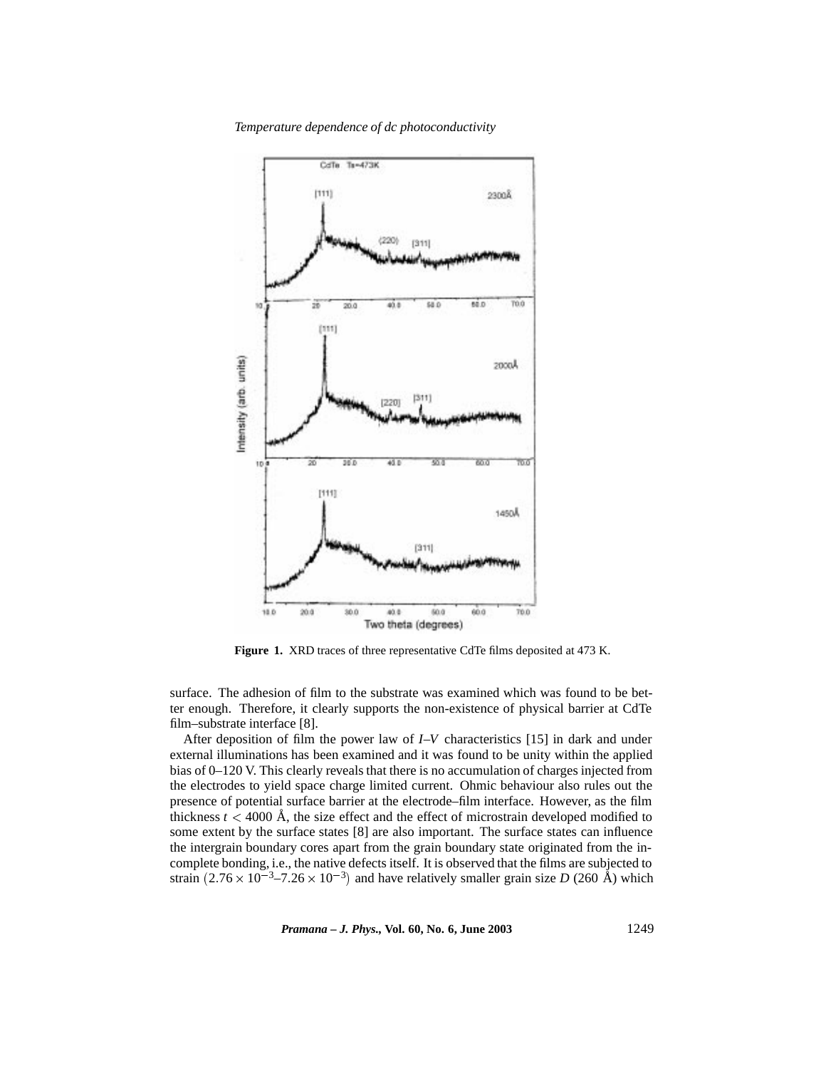**Figure 1.** XRD traces of three representative CdTe films deposited at 473 K.

surface. The adhesion of film to the substrate was examined which was found to be better enough. Therefore, it clearly supports the non-existence of physical barrier at CdTe film–substrate interface [8].

After deposition of film the power law of *I*–*V* characteristics [15] in dark and under external illuminations has been examined and it was found to be unity within the applied bias of 0–120 V. This clearly reveals that there is no accumulation of charges injected from the electrodes to yield space charge limited current. Ohmic behaviour also rules out the presence of potential surface barrier at the electrode–film interface. However, as the film thickness $t < 4000$ Å, the size effect and the effect of microstrain developed modified to some extent by the surface states [8] are also important. The surface states can influence the intergrain boundary cores apart from the grain boundary state originated from the incomplete bonding, i.e., the native defects itself. It is observed that the films are subjected to strain $(2.76 \times 10^{-3}–7.26 \times 10^{-3})$ and have relatively smaller grain size $D$ (260 Å) which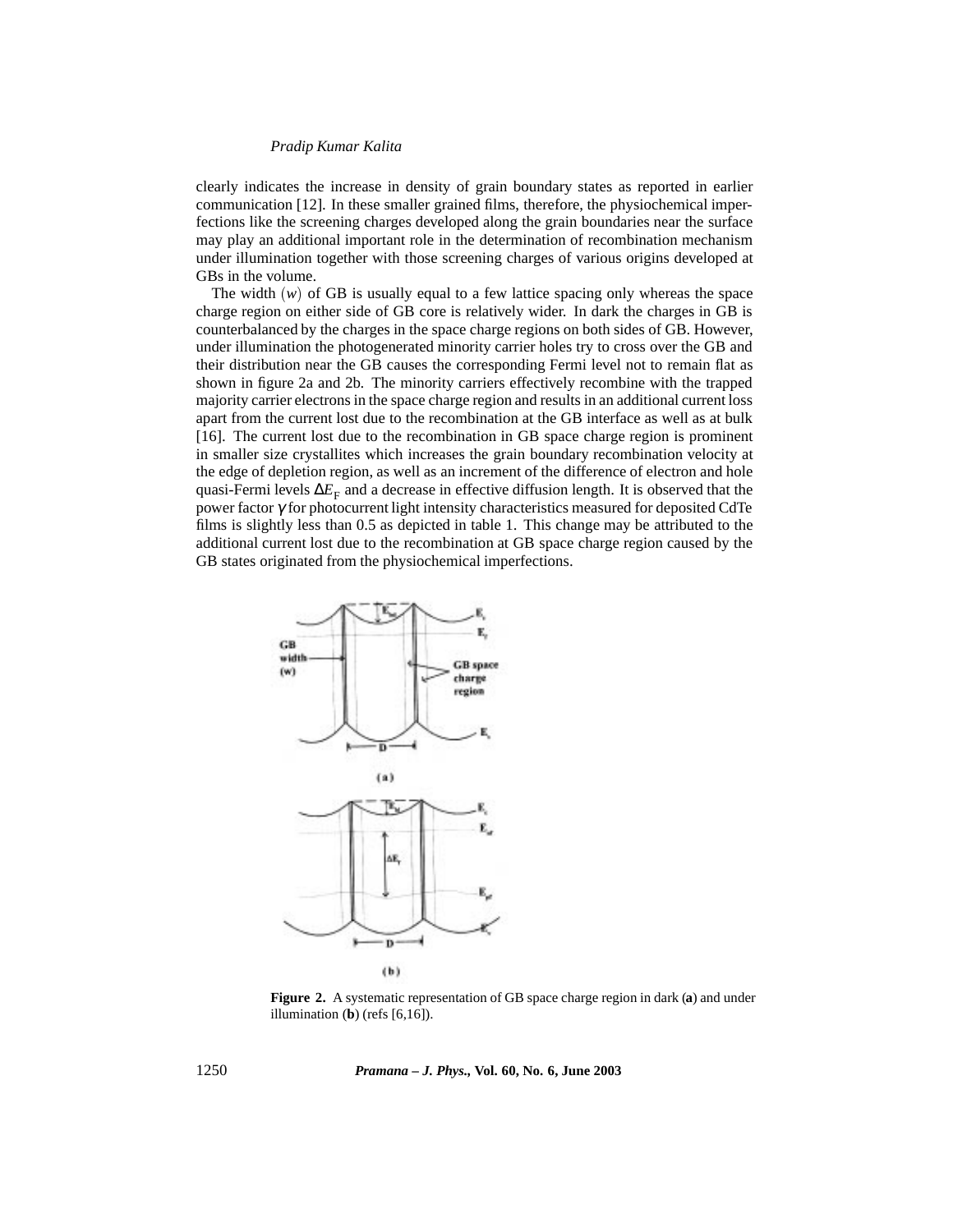clearly indicates the increase in density of grain boundary states as reported in earlier communication [12]. In these smaller grained films, therefore, the physiochemical imperfections like the screening charges developed along the grain boundaries near the surface may play an additional important role in the determination of recombination mechanism under illumination together with those screening charges of various origins developed at GBs in the volume.

The width $(w)$ of GB is usually equal to a few lattice spacing only whereas the space charge region on either side of GB core is relatively wider. In dark the charges in GB is counterbalanced by the charges in the space charge regions on both sides of GB. However, under illumination the photogenerated minority carrier holes try to cross over the GB and their distribution near the GB causes the corresponding Fermi level not to remain flat as shown in figure 2a and 2b. The minority carriers effectively recombine with the trapped majority carrier electrons in the space charge region and results in an additional current loss apart from the current lost due to the recombination at the GB interface as well as at bulk [16]. The current lost due to the recombination in GB space charge region is prominent in smaller size crystallites which increases the grain boundary recombination velocity at the edge of depletion region, as well as an increment of the difference of electron and hole quasi-Fermi levels $\Delta E_{\mathrm{F}}$ and a decrease in effective diffusion length. It is observed that the power factor $\gamma$ for photocurrent light intensity characteristics measured for deposited CdTe films is slightly less than 0.5 as depicted in table 1. This change may be attributed to the additional current lost due to the recombination at GB space charge region caused by the GB states originated from the physiochemical imperfections.

**Figure 2.** A systematic representation of GB space charge region in dark (**a**) and under illumination (**b**) (refs [6,16]).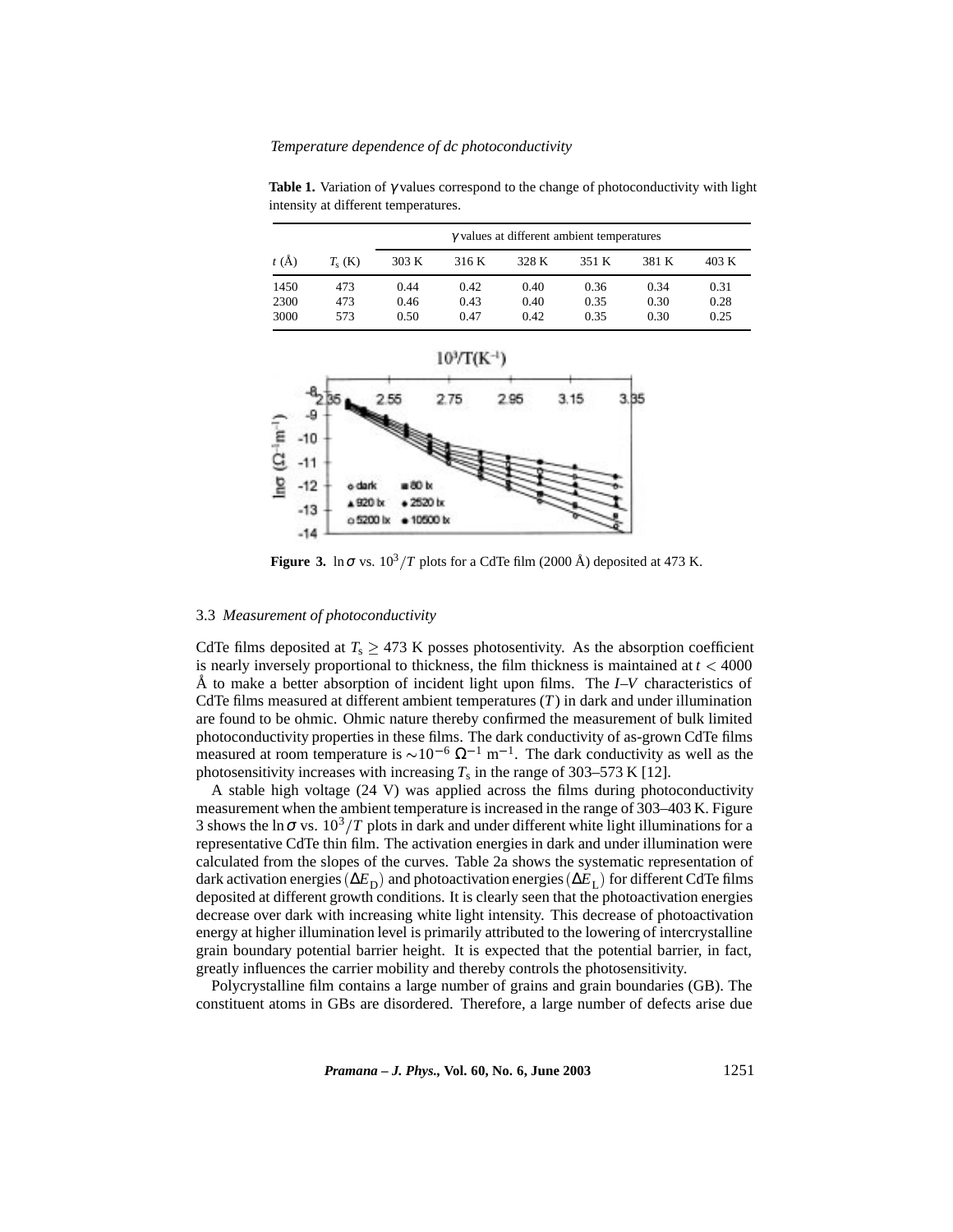**Table 1.** Variation of $\gamma$ values correspond to the change of photoconductivity with light intensity at different temperatures.

| $t$ (Å) | $T_s$ (K) | $\gamma$ values at different ambient temperatures | | | | | |
|---|---|---|---|---|---|---|---|
| | | 303 K | 316 K | 328 K | 351 K | 381 K | 403 K |
| 1450 | 473 | 0.44 | 0.42 | 0.40 | 0.36 | 0.34 | 0.31 |
| 2300 | 473 | 0.46 | 0.43 | 0.40 | 0.35 | 0.30 | 0.28 |
| 3000 | 573 | 0.50 | 0.47 | 0.42 | 0.35 | 0.30 | 0.25 |

**Figure 3.** $\ln\sigma$ vs. $10^3/T$ plots for a CdTe film (2000 Å) deposited at 473 K.

### 3.3 *Measurement of photoconductivity*

CdTe films deposited at $T_s \geq 473$ K posses photosentivity. As the absorption coefficient is nearly inversely proportional to thickness, the film thickness is maintained at $t < 4000$ Å to make a better absorption of incident light upon films. The $I$–$V$ characteristics of CdTe films measured at different ambient temperatures ($T$) in dark and under illumination are found to be ohmic. Ohmic nature thereby confirmed the measurement of bulk limited photoconductivity properties in these films. The dark conductivity of as-grown CdTe films measured at room temperature is $\sim 10^{-6}\ \Omega^{-1}\ \mathrm{m}^{-1}$. The dark conductivity as well as the photosensitivity increases with increasing $T_s$ in the range of 303–573 K [12].

A stable high voltage (24 V) was applied across the films during photoconductivity measurement when the ambient temperature is increased in the range of 303–403 K. Figure 3 shows the $\ln\sigma$ vs. $10^3/T$ plots in dark and under different white light illuminations for a representative CdTe thin film. The activation energies in dark and under illumination were calculated from the slopes of the curves. Table 2a shows the systematic representation of dark activation energies ($\Delta E_D$) and photoactivation energies ($\Delta E_L$) for different CdTe films deposited at different growth conditions. It is clearly seen that the photoactivation energies decrease over dark with increasing white light intensity. This decrease of photoactivation energy at higher illumination level is primarily attributed to the lowering of intercrystalline grain boundary potential barrier height. It is expected that the potential barrier, in fact, greatly influences the carrier mobility and thereby controls the photosensitivity.

Polycrystalline film contains a large number of grains and grain boundaries (GB). The constituent atoms in GBs are disordered. Therefore, a large number of defects arise due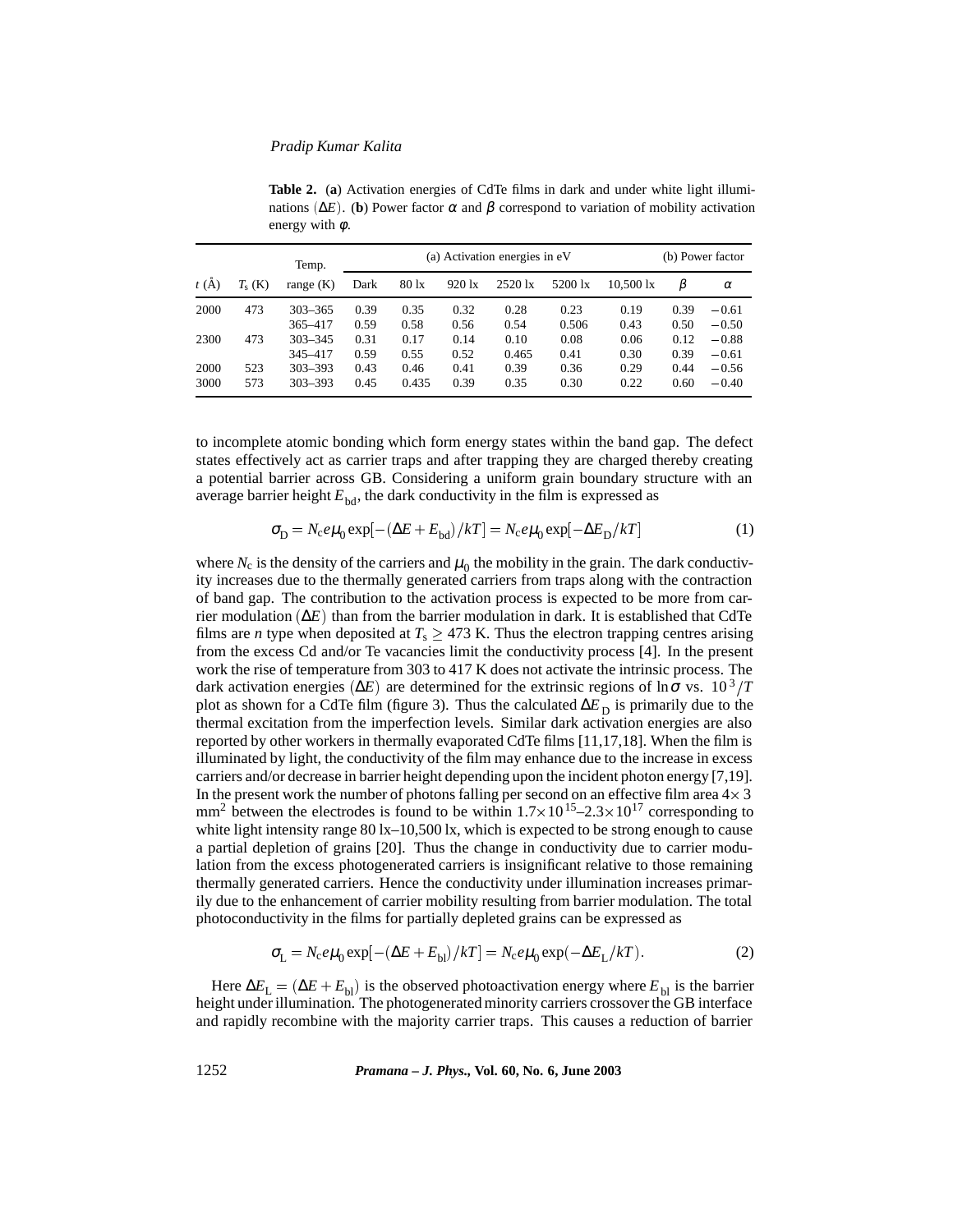**Table 2.** (**a**) Activation energies of CdTe films in dark and under white light illuminations ($\Delta E$). (**b**) Power factor $\alpha$ and $\beta$ correspond to variation of mobility activation energy with $\phi$.

| | | Temp. | (a) Activation energies in eV | | | | | | (b) Power factor | |
|---|---|---|---|---|---|---|---|---|---|---|
| $t$ (Å) | $T_s$ (K) | range (K) | Dark | 80 lx | 920 lx | 2520 lx | 5200 lx | 10,500 lx | $\beta$ | $\alpha$ |
| 2000 | 473 | 303–365 | 0.39 | 0.35 | 0.32 | 0.28 | 0.23 | 0.19 | 0.39 | −0.61 |
| | | 365–417 | 0.59 | 0.58 | 0.56 | 0.54 | 0.506 | 0.43 | 0.50 | −0.50 |
| 2300 | 473 | 303–345 | 0.31 | 0.17 | 0.14 | 0.10 | 0.08 | 0.06 | 0.12 | −0.88 |
| | | 345–417 | 0.59 | 0.55 | 0.52 | 0.465 | 0.41 | 0.30 | 0.39 | −0.61 |
| 2000 | 523 | 303–393 | 0.43 | 0.46 | 0.41 | 0.39 | 0.36 | 0.29 | 0.44 | −0.56 |
| 3000 | 573 | 303–393 | 0.45 | 0.435 | 0.39 | 0.35 | 0.30 | 0.22 | 0.60 | −0.40 |

to incomplete atomic bonding which form energy states within the band gap. The defect states effectively act as carrier traps and after trapping they are charged thereby creating a potential barrier across GB. Considering a uniform grain boundary structure with an average barrier height $E_{bd}$, the dark conductivity in the film is expressed as

$$\sigma_D = N_c e \mu_0 \exp[-(\Delta E + E_{bd})/kT] = N_c e \mu_0 \exp[-\Delta E_D/kT] \tag{1}$$

where $N_c$ is the density of the carriers and $\mu_0$ the mobility in the grain. The dark conductivity increases due to the thermally generated carriers from traps along with the contraction of band gap. The contribution to the activation process is expected to be more from carrier modulation ($\Delta E$) than from the barrier modulation in dark. It is established that CdTe films are *n* type when deposited at $T_s \geq 473$ K. Thus the electron trapping centres arising from the excess Cd and/or Te vacancies limit the conductivity process [4]. In the present work the rise of temperature from 303 to 417 K does not activate the intrinsic process. The dark activation energies ($\Delta E$) are determined for the extrinsic regions of $\ln\sigma$ vs. $10^3/T$ plot as shown for a CdTe film (figure 3). Thus the calculated $\Delta E_D$ is primarily due to the thermal excitation from the imperfection levels. Similar dark activation energies are also reported by other workers in thermally evaporated CdTe films [11,17,18]. When the film is illuminated by light, the conductivity of the film may enhance due to the increase in excess carriers and/or decrease in barrier height depending upon the incident photon energy [7,19]. In the present work the number of photons falling per second on an effective film area $4\times 3$ mm$^2$ between the electrodes is found to be within $1.7\times 10^{15}$–$2.3\times 10^{17}$ corresponding to white light intensity range 80 lx–10,500 lx, which is expected to be strong enough to cause a partial depletion of grains [20]. Thus the change in conductivity due to carrier modulation from the excess photogenerated carriers is insignificant relative to those remaining thermally generated carriers. Hence the conductivity under illumination increases primarily due to the enhancement of carrier mobility resulting from barrier modulation. The total photoconductivity in the films for partially depleted grains can be expressed as

$$\sigma_L = N_c e \mu_0 \exp[-(\Delta E + E_{bl})/kT] = N_c e \mu_0 \exp(-\Delta E_L/kT). \tag{2}$$

Here $\Delta E_L = (\Delta E + E_{bl})$ is the observed photoactivation energy where $E_{bl}$ is the barrier height under illumination. The photogenerated minority carriers crossover the GB interface and rapidly recombine with the majority carrier traps. This causes a reduction of barrier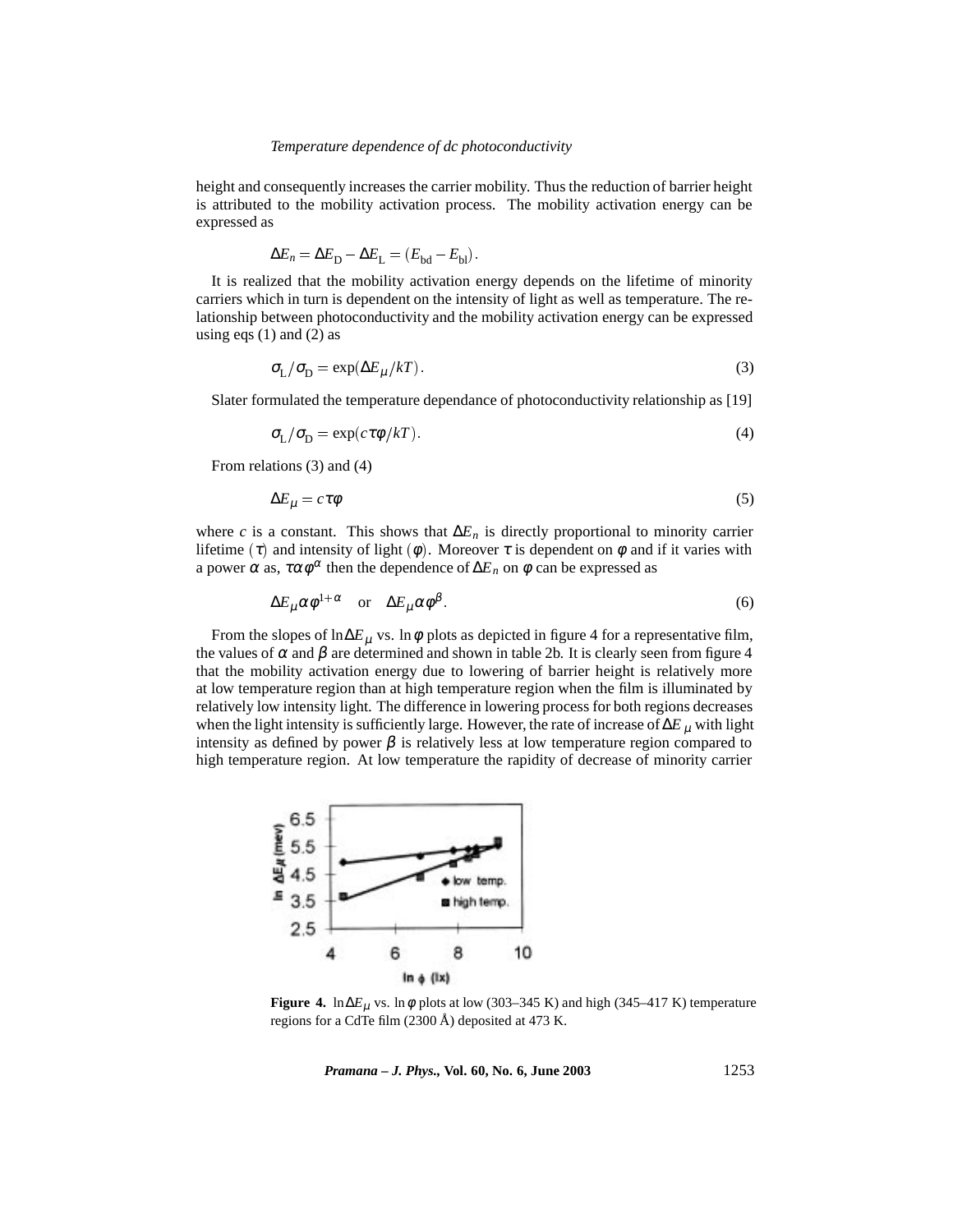height and consequently increases the carrier mobility. Thus the reduction of barrier height is attributed to the mobility activation process. The mobility activation energy can be expressed as

$$\Delta E_n = \Delta E_{\mathrm{D}} - \Delta E_{\mathrm{L}} = (E_{\mathrm{bd}} - E_{\mathrm{bl}}).$$

It is realized that the mobility activation energy depends on the lifetime of minority carriers which in turn is dependent on the intensity of light as well as temperature. The relationship between photoconductivity and the mobility activation energy can be expressed using eqs (1) and (2) as

$$\sigma_{\mathrm{L}}/\sigma_{\mathrm{D}} = \exp(\Delta E_\mu / kT). \tag{3}$$

Slater formulated the temperature dependance of photoconductivity relationship as [19]

$$\sigma_{\mathrm{L}}/\sigma_{\mathrm{D}} = \exp(c\tau\phi/kT). \tag{4}$$

From relations (3) and (4)

$$\Delta E_\mu = c\tau\phi \tag{5}$$

where $c$ is a constant. This shows that $\Delta E_n$ is directly proportional to minority carrier lifetime ($\tau$) and intensity of light ($\phi$). Moreover $\tau$ is dependent on $\phi$ and if it varies with a power $\alpha$ as, $\tau \alpha \phi^\alpha$ then the dependence of $\Delta E_n$ on $\phi$ can be expressed as

$$\Delta E_\mu \alpha \phi^{1+\alpha} \quad \text{or} \quad \Delta E_\mu \alpha \phi^\beta. \tag{6}$$

From the slopes of $\ln \Delta E_\mu$ vs. $\ln \phi$ plots as depicted in figure 4 for a representative film, the values of $\alpha$ and $\beta$ are determined and shown in table 2b. It is clearly seen from figure 4 that the mobility activation energy due to lowering of barrier height is relatively more at low temperature region than at high temperature region when the film is illuminated by relatively low intensity light. The difference in lowering process for both regions decreases when the light intensity is sufficiently large. However, the rate of increase of $\Delta E_\mu$ with light intensity as defined by power $\beta$ is relatively less at low temperature region compared to high temperature region. At low temperature the rapidity of decrease of minority carrier

**Figure 4.** $\ln \Delta E_\mu$ vs. $\ln \phi$ plots at low (303–345 K) and high (345–417 K) temperature regions for a CdTe film (2300 Å) deposited at 473 K.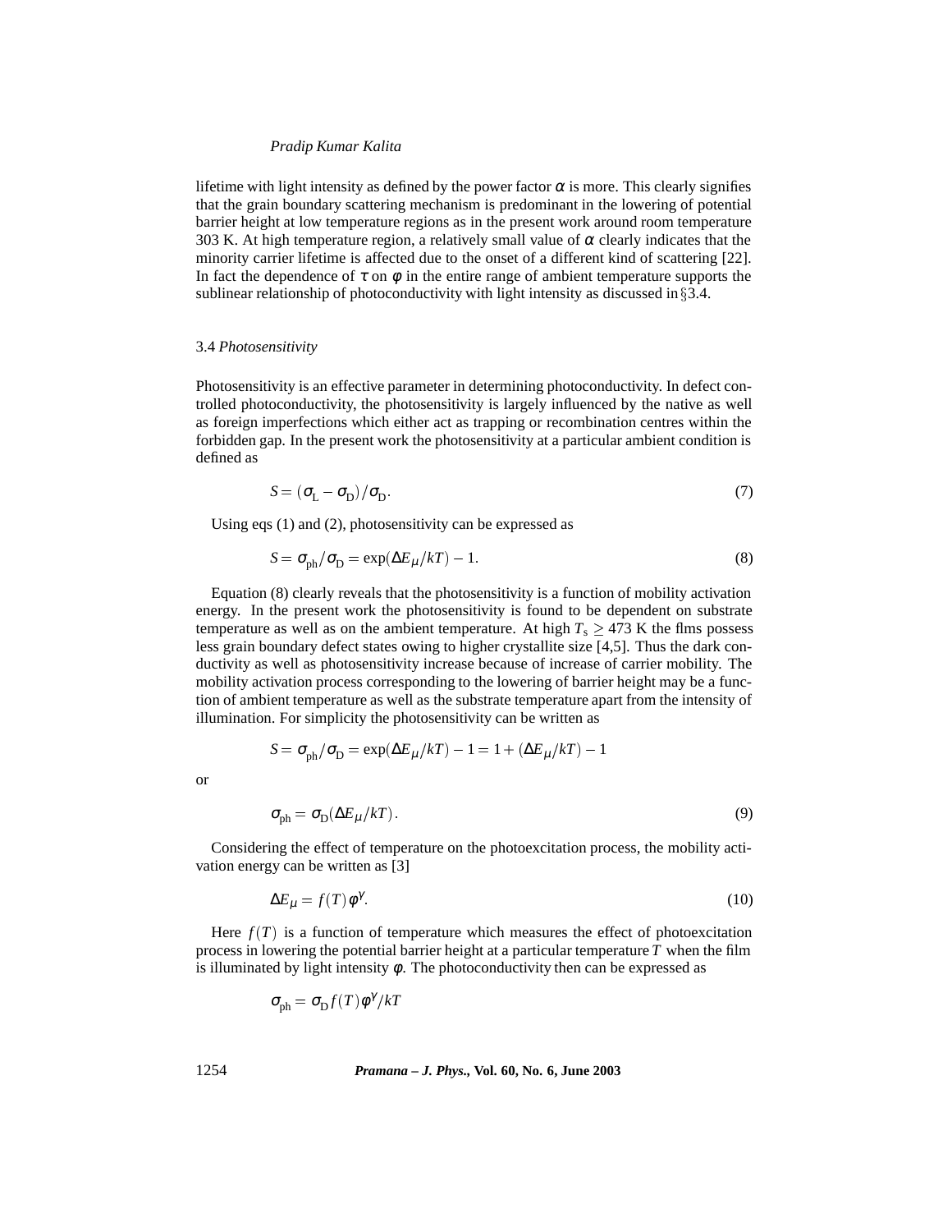lifetime with light intensity as defined by the power factor $\alpha$ is more. This clearly signifies that the grain boundary scattering mechanism is predominant in the lowering of potential barrier height at low temperature regions as in the present work around room temperature 303 K. At high temperature region, a relatively small value of $\alpha$ clearly indicates that the minority carrier lifetime is affected due to the onset of a different kind of scattering [22]. In fact the dependence of $\tau$ on $\phi$ in the entire range of ambient temperature supports the sublinear relationship of photoconductivity with light intensity as discussed in §3.4.

### 3.4 *Photosensitivity*

Photosensitivity is an effective parameter in determining photoconductivity. In defect controlled photoconductivity, the photosensitivity is largely influenced by the native as well as foreign imperfections which either act as trapping or recombination centres within the forbidden gap. In the present work the photosensitivity at a particular ambient condition is defined as

$$S = (\sigma_{\mathrm{L}} - \sigma_{\mathrm{D}})/\sigma_{\mathrm{D}}. \tag{7}$$

Using eqs (1) and (2), photosensitivity can be expressed as

$$S = \sigma_{\mathrm{ph}}/\sigma_{\mathrm{D}} = \exp(\Delta E_{\mu}/kT) - 1. \tag{8}$$

Equation (8) clearly reveals that the photosensitivity is a function of mobility activation energy. In the present work the photosensitivity is found to be dependent on substrate temperature as well as on the ambient temperature. At high $T_{\mathrm{s}} \geq 473$ K the flms possess less grain boundary defect states owing to higher crystallite size [4,5]. Thus the dark conductivity as well as photosensitivity increase because of increase of carrier mobility. The mobility activation process corresponding to the lowering of barrier height may be a function of ambient temperature as well as the substrate temperature apart from the intensity of illumination. For simplicity the photosensitivity can be written as

$$S = \sigma_{\mathrm{ph}}/\sigma_{\mathrm{D}} = \exp(\Delta E_{\mu}/kT) - 1 = 1 + (\Delta E_{\mu}/kT) - 1$$

or

$$\sigma_{\mathrm{ph}} = \sigma_{\mathrm{D}}(\Delta E_{\mu}/kT). \tag{9}$$

Considering the effect of temperature on the photoexcitation process, the mobility activation energy can be written as [3]

$$\Delta E_{\mu} = f(T)\,\phi^{\gamma}. \tag{10}$$

Here $f(T)$ is a function of temperature which measures the effect of photoexcitation process in lowering the potential barrier height at a particular temperature $T$ when the film is illuminated by light intensity $\phi$. The photoconductivity then can be expressed as

$$\sigma_{\mathrm{ph}} = \sigma_{\mathrm{D}} f(T)\,\phi^{\gamma}/kT$$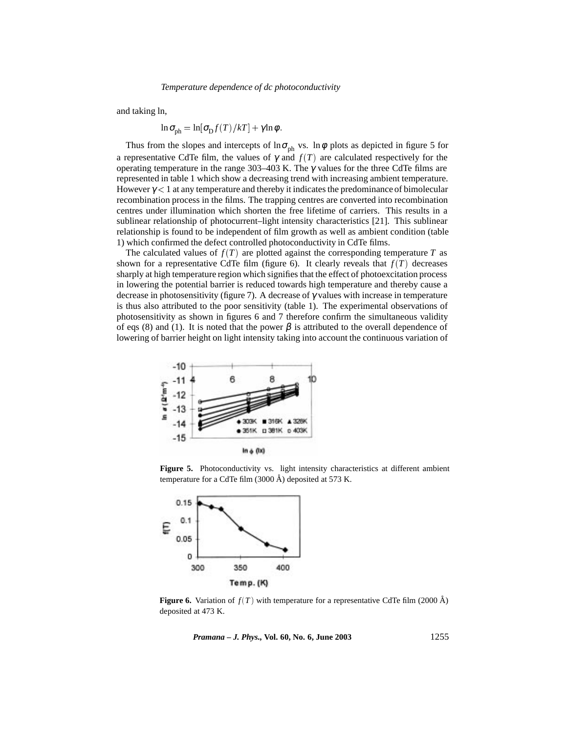and taking ln,

$$\ln \sigma_{\mathrm{ph}} = \ln[\sigma_{\mathrm{D}} f(T)/kT] + \gamma \ln \phi.$$

Thus from the slopes and intercepts of $\ln \sigma_{\mathrm{ph}}$ vs. $\ln \phi$ plots as depicted in figure 5 for a representative CdTe film, the values of $\gamma$ and $f(T)$ are calculated respectively for the operating temperature in the range 303–403 K. The $\gamma$ values for the three CdTe films are represented in table 1 which show a decreasing trend with increasing ambient temperature. However $\gamma < 1$ at any temperature and thereby it indicates the predominance of bimolecular recombination process in the films. The trapping centres are converted into recombination centres under illumination which shorten the free lifetime of carriers. This results in a sublinear relationship of photocurrent–light intensity characteristics [21]. This sublinear relationship is found to be independent of film growth as well as ambient condition (table 1) which confirmed the defect controlled photoconductivity in CdTe films.

The calculated values of $f(T)$ are plotted against the corresponding temperature $T$ as shown for a representative CdTe film (figure 6). It clearly reveals that $f(T)$ decreases sharply at high temperature region which signifies that the effect of photoexcitation process in lowering the potential barrier is reduced towards high temperature and thereby cause a decrease in photosensitivity (figure 7). A decrease of $\gamma$ values with increase in temperature is thus also attributed to the poor sensitivity (table 1). The experimental observations of photosensitivity as shown in figures 6 and 7 therefore confirm the simultaneous validity of eqs (8) and (1). It is noted that the power $\beta$ is attributed to the overall dependence of lowering of barrier height on light intensity taking into account the continuous variation of

**Figure 5.** Photoconductivity vs. light intensity characteristics at different ambient temperature for a CdTe film (3000 Å) deposited at 573 K.

**Figure 6.** Variation of $f(T)$ with temperature for a representative CdTe film (2000 Å) deposited at 473 K.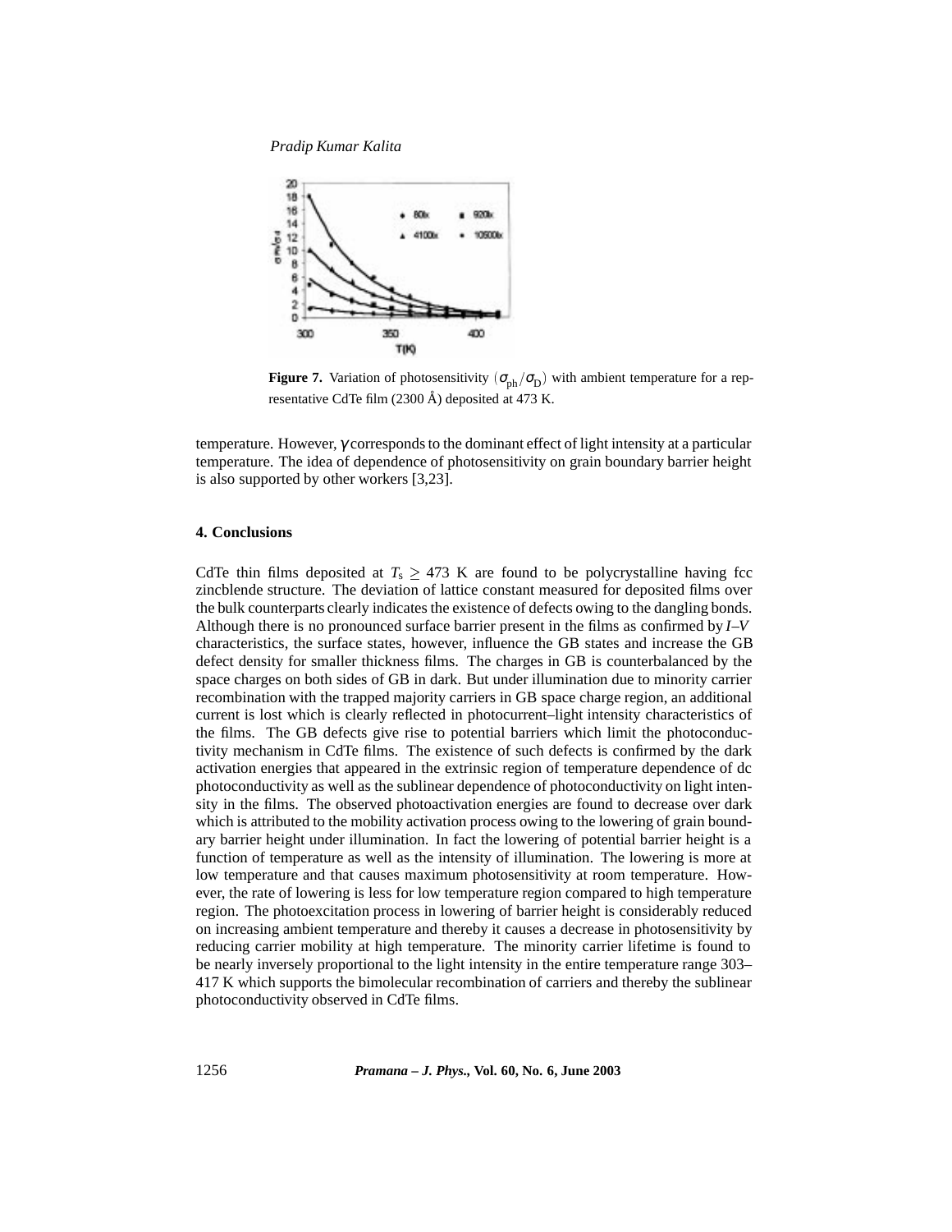**Figure 7.** Variation of photosensitivity ($\sigma_{ph}/\sigma_D$) with ambient temperature for a representative CdTe film (2300 Å) deposited at 473 K.

temperature. However, $\gamma$ corresponds to the dominant effect of light intensity at a particular temperature. The idea of dependence of photosensitivity on grain boundary barrier height is also supported by other workers [3,23].

## 4. Conclusions

CdTe thin films deposited at $T_s \geq 473$ K are found to be polycrystalline having fcc zincblende structure. The deviation of lattice constant measured for deposited films over the bulk counterparts clearly indicates the existence of defects owing to the dangling bonds. Although there is no pronounced surface barrier present in the films as confirmed by *I–V* characteristics, the surface states, however, influence the GB states and increase the GB defect density for smaller thickness films. The charges in GB is counterbalanced by the space charges on both sides of GB in dark. But under illumination due to minority carrier recombination with the trapped majority carriers in GB space charge region, an additional current is lost which is clearly reflected in photocurrent–light intensity characteristics of the films. The GB defects give rise to potential barriers which limit the photoconductivity mechanism in CdTe films. The existence of such defects is confirmed by the dark activation energies that appeared in the extrinsic region of temperature dependence of dc photoconductivity as well as the sublinear dependence of photoconductivity on light intensity in the films. The observed photoactivation energies are found to decrease over dark which is attributed to the mobility activation process owing to the lowering of grain boundary barrier height under illumination. In fact the lowering of potential barrier height is a function of temperature as well as the intensity of illumination. The lowering is more at low temperature and that causes maximum photosensitivity at room temperature. However, the rate of lowering is less for low temperature region compared to high temperature region. The photoexcitation process in lowering of barrier height is considerably reduced on increasing ambient temperature and thereby it causes a decrease in photosensitivity by reducing carrier mobility at high temperature. The minority carrier lifetime is found to be nearly inversely proportional to the light intensity in the entire temperature range 303–417 K which supports the bimolecular recombination of carriers and thereby the sublinear photoconductivity observed in CdTe films.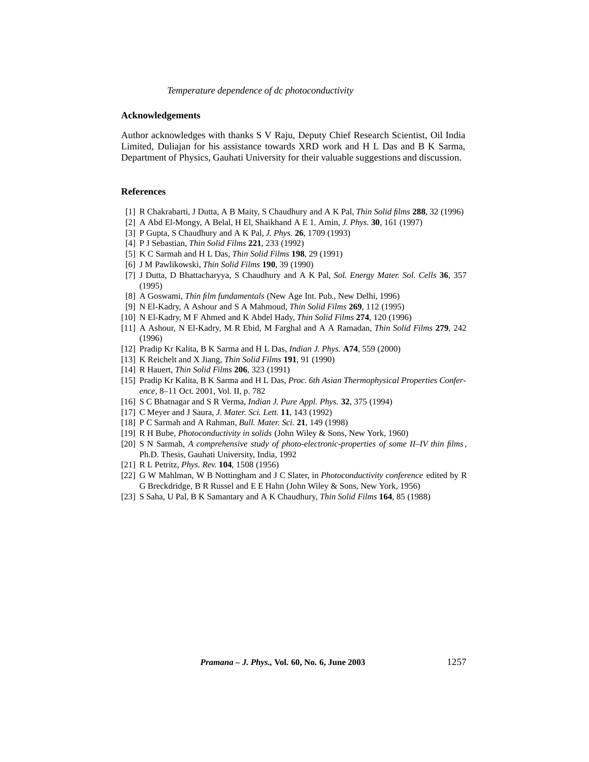## Acknowledgements

Author acknowledges with thanks S V Raju, Deputy Chief Research Scientist, Oil India Limited, Duliajan for his assistance towards XRD work and H L Das and B K Sarma, Department of Physics, Gauhati University for their valuable suggestions and discussion.

## References

[1] R Chakrabarti, J Dutta, A B Maity, S Chaudhury and A K Pal, *Thin Solid films* **288**, 32 (1996)

[2] A Abd El-Mongy, A Belal, H El, Shaikhand A E 1. Amin, *J. Phys.* **30**, 161 (1997)

[3] P Gupta, S Chaudhury and A K Pal, *J. Phys.* **26**, 1709 (1993)

[4] P J Sebastian, *Thin Solid Films* **221**, 233 (1992)

[5] K C Sarmah and H L Das, *Thin Solid Films* **198**, 29 (1991)

[6] J M Pawlikowski, *Thin Solid Films* **190**, 39 (1990)

[7] J Dutta, D Bhattacharyya, S Chaudhury and A K Pal, *Sol. Energy Mater. Sol. Cells* **36**, 357 (1995)

[8] A Goswami, *Thin film fundamentals* (New Age Int. Pub., New Delhi, 1996)

[9] N El-Kadry, A Ashour and S A Mahmoud, *Thin Solid Films* **269**, 112 (1995)

[10] N El-Kadry, M F Ahmed and K Abdel Hady, *Thin Solid Films* **274**, 120 (1996)

[11] A Ashour, N El-Kadry, M R Ebid, M Farghal and A A Ramadan, *Thin Solid Films* **279**, 242 (1996)

[12] Pradip Kr Kalita, B K Sarma and H L Das, *Indian J. Phys.* **A74**, 559 (2000)

[13] K Reichelt and X Jiang, *Thin Solid Films* **191**, 91 (1990)

[14] R Hauert, *Thin Solid Films* **206**, 323 (1991)

[15] Pradip Kr Kalita, B K Sarma and H L Das, *Proc. 6th Asian Thermophysical Properties Conference*, 8–11 Oct. 2001, Vol. II, p. 782

[16] S C Bhatnagar and S R Verma, *Indian J. Pure Appl. Phys.* **32**, 375 (1994)

[17] C Meyer and J Saura, *J. Mater. Sci. Lett.* **11**, 143 (1992)

[18] P C Sarmah and A Rahman, *Bull. Mater. Sci.* **21**, 149 (1998)

[19] R H Bube, *Photoconductivity in solids* (John Wiley & Sons, New York, 1960)

[20] S N Sarmah, *A comprehensive study of photo-electronic-properties of some II–IV thin films*, Ph.D. Thesis, Gauhati University, India, 1992

[21] R L Petritz, *Phys. Rev.* **104**, 1508 (1956)

[22] G W Mahlman, W B Nottingham and J C Slater, in *Photoconductivity conference* edited by R G Breckdridge, B R Russel and E E Hahn (John Wiley & Sons, New York, 1956)

[23] S Saha, U Pal, B K Samantary and A K Chaudhury, *Thin Solid Films* **164**, 85 (1988)